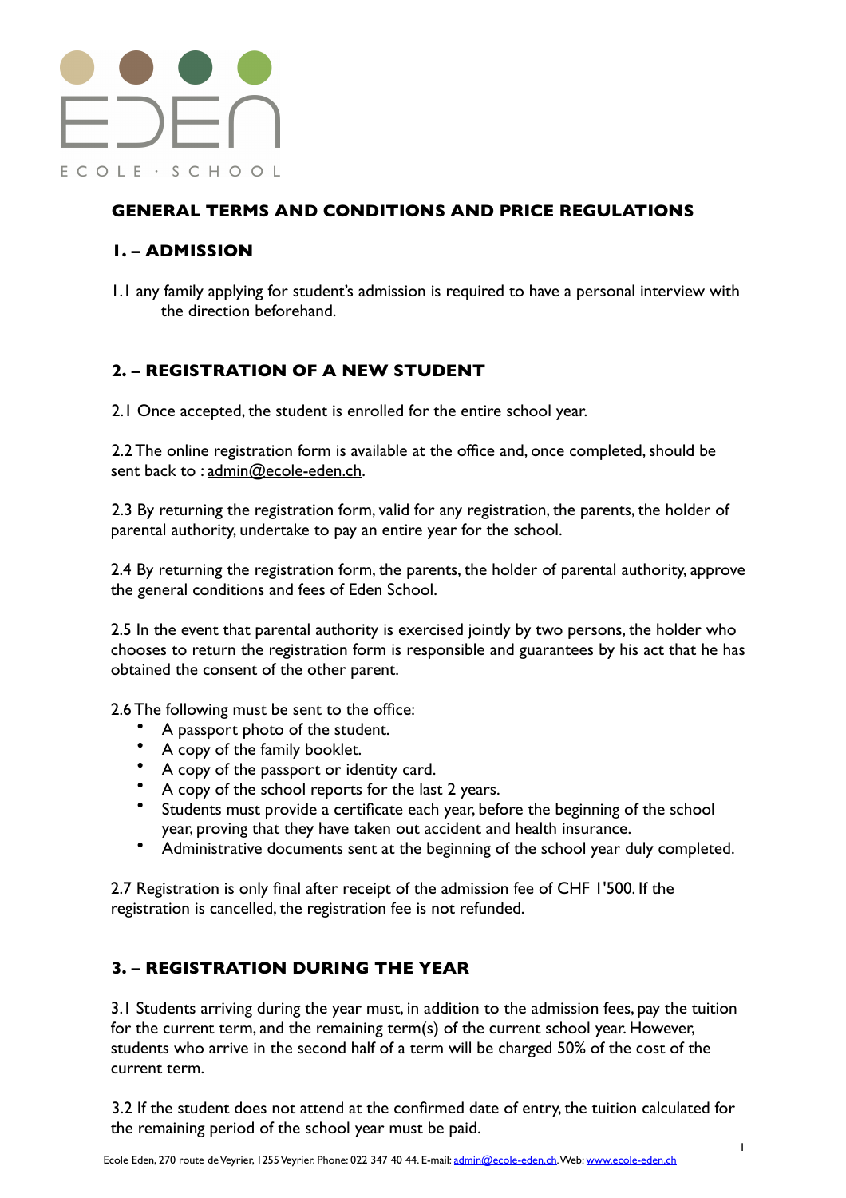EDEN

ECOLE · SCHOOL

# GENERAL TERMS AND CONDITIONS AND PRICE REGULATIONS

## 1. – ADMISSION

1.1 any family applying for student's admission is required to have a personal interview with the direction beforehand.

## 2. – REGISTRATION OF A NEW STUDENT

2.1 Once accepted, the student is enrolled for the entire school year.

2.2 The online registration form is available at the office and, once completed, should be sent back to : admin@ecole-eden.ch.

2.3 By returning the registration form, valid for any registration, the parents, the holder of parental authority, undertake to pay an entire year for the school.

2.4 By returning the registration form, the parents, the holder of parental authority, approve the general conditions and fees of Eden School.

2.5 In the event that parental authority is exercised jointly by two persons, the holder who chooses to return the registration form is responsible and guarantees by his act that he has obtained the consent of the other parent.

2.6 The following must be sent to the office:

- A passport photo of the student.
- A copy of the family booklet.
- A copy of the passport or identity card.
- A copy of the school reports for the last 2 years.
- Students must provide a certificate each year, before the beginning of the school year, proving that they have taken out accident and health insurance.
- Administrative documents sent at the beginning of the school year duly completed.

2.7 Registration is only final after receipt of the admission fee of CHF 1'500. If the registration is cancelled, the registration fee is not refunded.

## 3. – REGISTRATION DURING THE YEAR

3.1 Students arriving during the year must, in addition to the admission fees, pay the tuition for the current term, and the remaining term(s) of the current school year. However, students who arrive in the second half of a term will be charged 50% of the cost of the current term.

3.2 If the student does not attend at the confirmed date of entry, the tuition calculated for the remaining period of the school year must be paid.

Ecole Eden, 270 route de Veyrier, 1255 Veyrier. Phone: 022 347 40 44. E-mail: admin@ecole-eden.ch. Web: www.ecole-eden.ch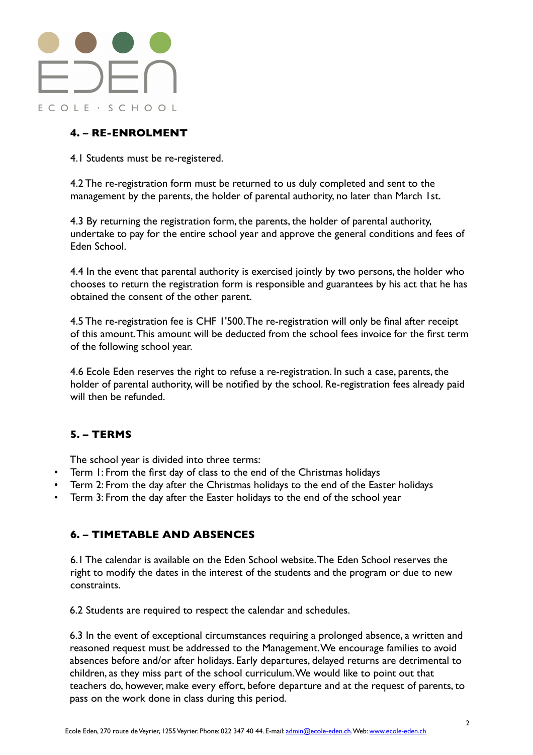## 4. – RE-ENROLMENT

4.1 Students must be re-registered.

4.2 The re-registration form must be returned to us duly completed and sent to the management by the parents, the holder of parental authority, no later than March 1st.

4.3 By returning the registration form, the parents, the holder of parental authority, undertake to pay for the entire school year and approve the general conditions and fees of Eden School.

4.4 In the event that parental authority is exercised jointly by two persons, the holder who chooses to return the registration form is responsible and guarantees by his act that he has obtained the consent of the other parent.

4.5 The re-registration fee is CHF 1'500. The re-registration will only be final after receipt of this amount. This amount will be deducted from the school fees invoice for the first term of the following school year.

4.6 Ecole Eden reserves the right to refuse a re-registration. In such a case, parents, the holder of parental authority, will be notified by the school. Re-registration fees already paid will then be refunded.

## 5. – TERMS

The school year is divided into three terms:

- Term 1: From the first day of class to the end of the Christmas holidays
- Term 2: From the day after the Christmas holidays to the end of the Easter holidays
- Term 3: From the day after the Easter holidays to the end of the school year

## 6. – TIMETABLE AND ABSENCES

6.1 The calendar is available on the Eden School website. The Eden School reserves the right to modify the dates in the interest of the students and the program or due to new constraints.

6.2 Students are required to respect the calendar and schedules.

6.3 In the event of exceptional circumstances requiring a prolonged absence, a written and reasoned request must be addressed to the Management. We encourage families to avoid absences before and/or after holidays. Early departures, delayed returns are detrimental to children, as they miss part of the school curriculum. We would like to point out that teachers do, however, make every effort, before departure and at the request of parents, to pass on the work done in class during this period.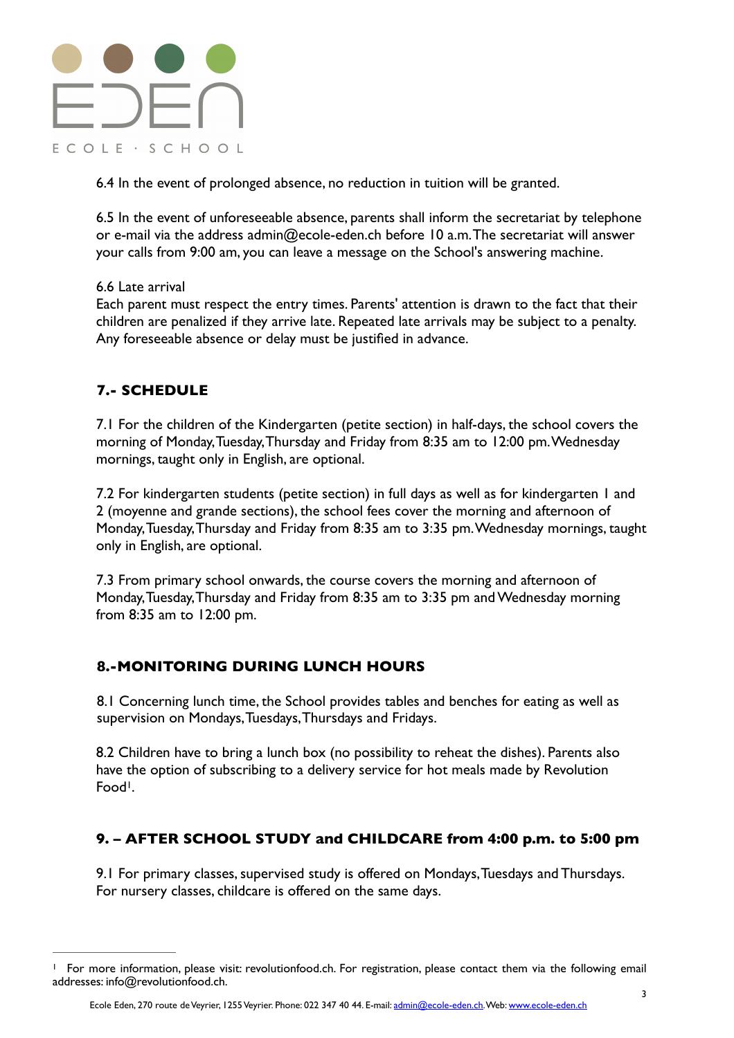6.4 In the event of prolonged absence, no reduction in tuition will be granted.

6.5 In the event of unforeseeable absence, parents shall inform the secretariat by telephone or e-mail via the address admin@ecole-eden.ch before 10 a.m. The secretariat will answer your calls from 9:00 am, you can leave a message on the School's answering machine.

6.6 Late arrival
Each parent must respect the entry times. Parents' attention is drawn to the fact that their children are penalized if they arrive late. Repeated late arrivals may be subject to a penalty. Any foreseeable absence or delay must be justified in advance.

## 7.- SCHEDULE

7.1 For the children of the Kindergarten (petite section) in half-days, the school covers the morning of Monday, Tuesday, Thursday and Friday from 8:35 am to 12:00 pm. Wednesday mornings, taught only in English, are optional.

7.2 For kindergarten students (petite section) in full days as well as for kindergarten 1 and 2 (moyenne and grande sections), the school fees cover the morning and afternoon of Monday, Tuesday, Thursday and Friday from 8:35 am to 3:35 pm. Wednesday mornings, taught only in English, are optional.

7.3 From primary school onwards, the course covers the morning and afternoon of Monday, Tuesday, Thursday and Friday from 8:35 am to 3:35 pm and Wednesday morning from 8:35 am to 12:00 pm.

## 8.-MONITORING DURING LUNCH HOURS

8.1 Concerning lunch time, the School provides tables and benches for eating as well as supervision on Mondays, Tuesdays, Thursdays and Fridays.

8.2 Children have to bring a lunch box (no possibility to reheat the dishes). Parents also have the option of subscribing to a delivery service for hot meals made by Revolution Food[1].

## 9. – AFTER SCHOOL STUDY and CHILDCARE from 4:00 p.m. to 5:00 pm

9.1 For primary classes, supervised study is offered on Mondays, Tuesdays and Thursdays. For nursery classes, childcare is offered on the same days.

---

[1] For more information, please visit: revolutionfood.ch. For registration, please contact them via the following email addresses: info@revolutionfood.ch.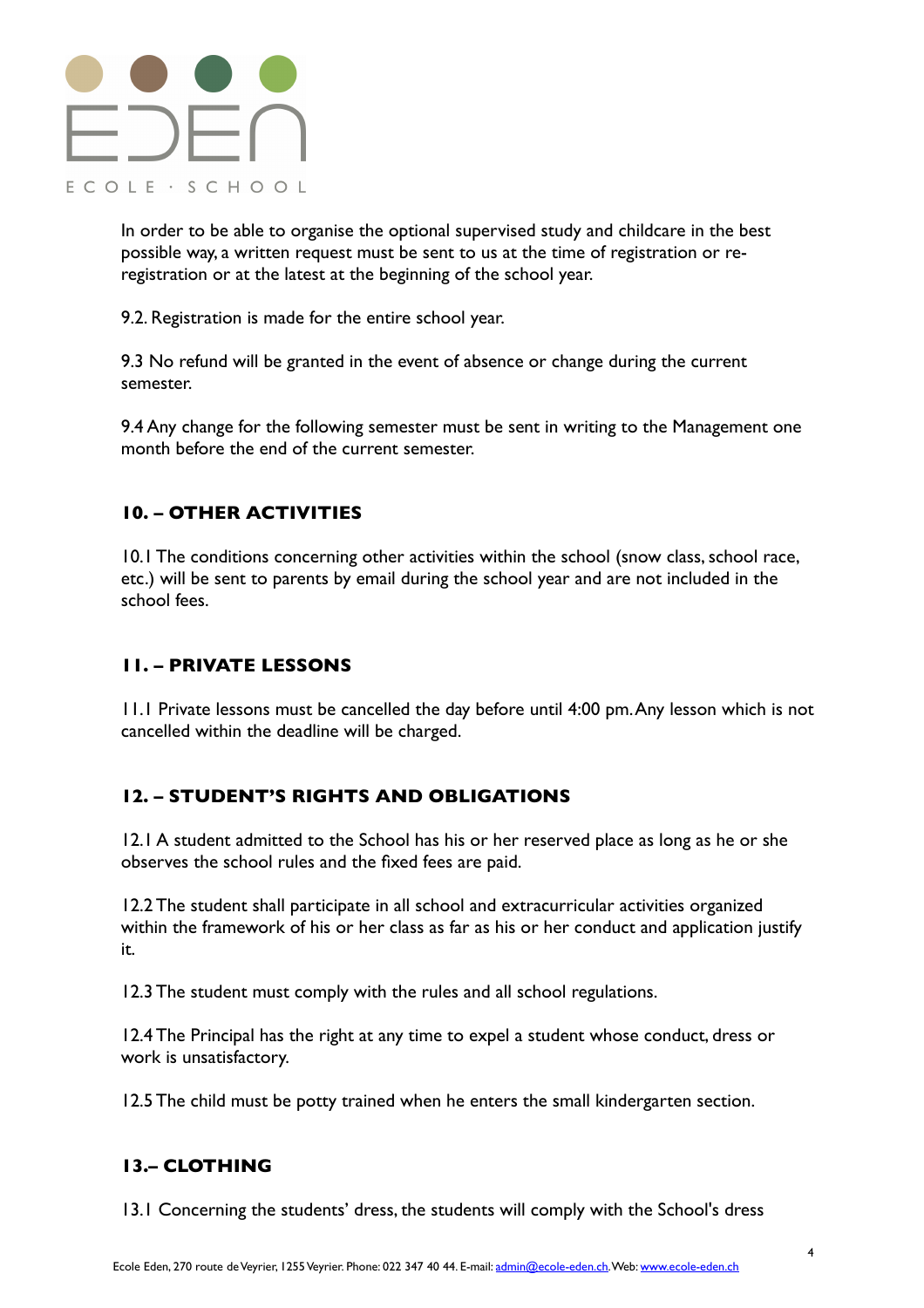In order to be able to organise the optional supervised study and childcare in the best possible way, a written request must be sent to us at the time of registration or re-registration or at the latest at the beginning of the school year.

9.2. Registration is made for the entire school year.

9.3 No refund will be granted in the event of absence or change during the current semester.

9.4 Any change for the following semester must be sent in writing to the Management one month before the end of the current semester.

## 10. – OTHER ACTIVITIES

10.1 The conditions concerning other activities within the school (snow class, school race, etc.) will be sent to parents by email during the school year and are not included in the school fees.

## 11. – PRIVATE LESSONS

11.1 Private lessons must be cancelled the day before until 4:00 pm. Any lesson which is not cancelled within the deadline will be charged.

## 12. – STUDENT'S RIGHTS AND OBLIGATIONS

12.1 A student admitted to the School has his or her reserved place as long as he or she observes the school rules and the fixed fees are paid.

12.2 The student shall participate in all school and extracurricular activities organized within the framework of his or her class as far as his or her conduct and application justify it.

12.3 The student must comply with the rules and all school regulations.

12.4 The Principal has the right at any time to expel a student whose conduct, dress or work is unsatisfactory.

12.5 The child must be potty trained when he enters the small kindergarten section.

## 13.– CLOTHING

13.1 Concerning the students' dress, the students will comply with the School's dress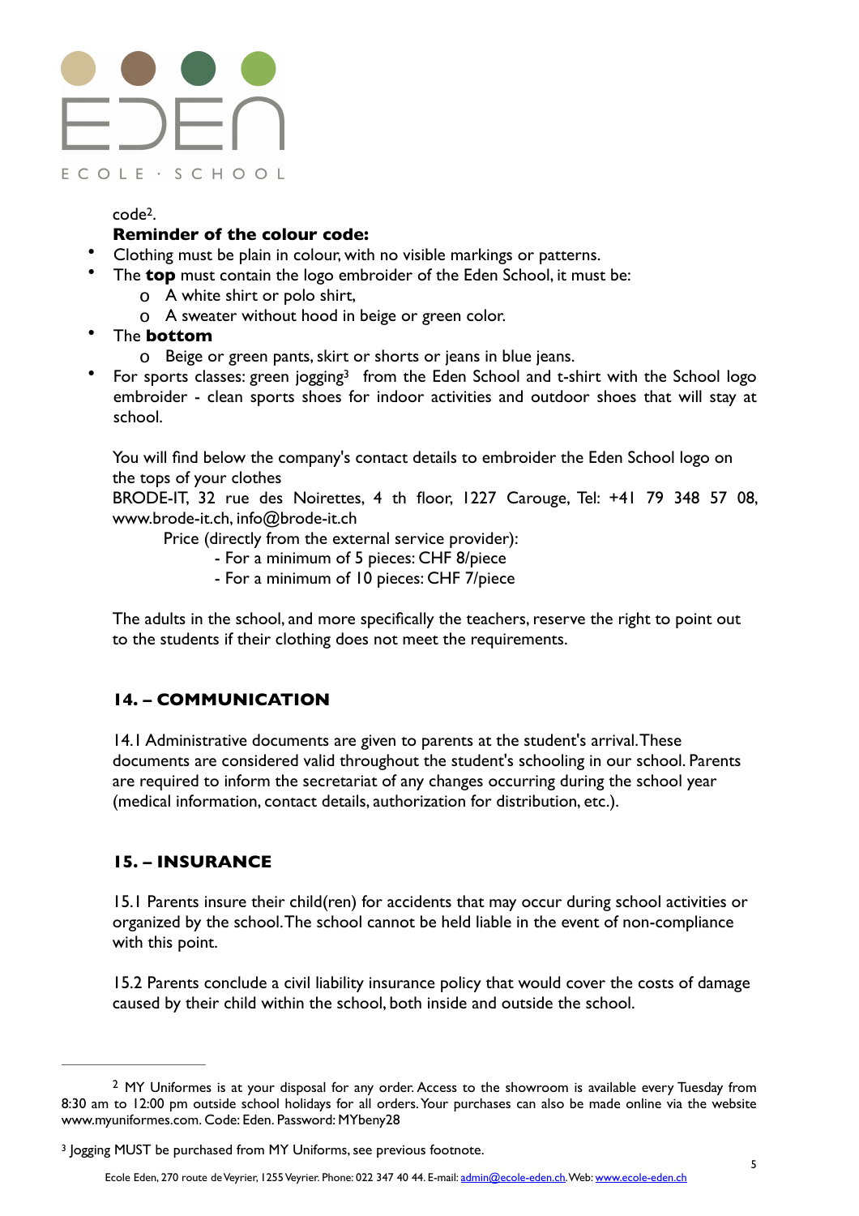code[2].

**Reminder of the colour code:**

- Clothing must be plain in colour, with no visible markings or patterns.
- The **top** must contain the logo embroider of the Eden School, it must be:
  - A white shirt or polo shirt,
  - A sweater without hood in beige or green color.
- The **bottom**
  - Beige or green pants, skirt or shorts or jeans in blue jeans.
- For sports classes: green jogging[3] from the Eden School and t-shirt with the School logo embroider - clean sports shoes for indoor activities and outdoor shoes that will stay at school.

You will find below the company's contact details to embroider the Eden School logo on the tops of your clothes
BRODE-IT, 32 rue des Noirettes, 4 th floor, 1227 Carouge, Tel: +41 79 348 57 08, www.brode-it.ch, info@brode-it.ch

Price (directly from the external service provider):
- For a minimum of 5 pieces: CHF 8/piece
- For a minimum of 10 pieces: CHF 7/piece

The adults in the school, and more specifically the teachers, reserve the right to point out to the students if their clothing does not meet the requirements.

## 14. – COMMUNICATION

14.1 Administrative documents are given to parents at the student's arrival. These documents are considered valid throughout the student's schooling in our school. Parents are required to inform the secretariat of any changes occurring during the school year (medical information, contact details, authorization for distribution, etc.).

## 15. – INSURANCE

15.1 Parents insure their child(ren) for accidents that may occur during school activities or organized by the school. The school cannot be held liable in the event of non-compliance with this point.

15.2 Parents conclude a civil liability insurance policy that would cover the costs of damage caused by their child within the school, both inside and outside the school.

---

[2] MY Uniformes is at your disposal for any order. Access to the showroom is available every Tuesday from 8:30 am to 12:00 pm outside school holidays for all orders. Your purchases can also be made online via the website www.myuniformes.com. Code: Eden. Password: MYbeny28

[3] Jogging MUST be purchased from MY Uniforms, see previous footnote.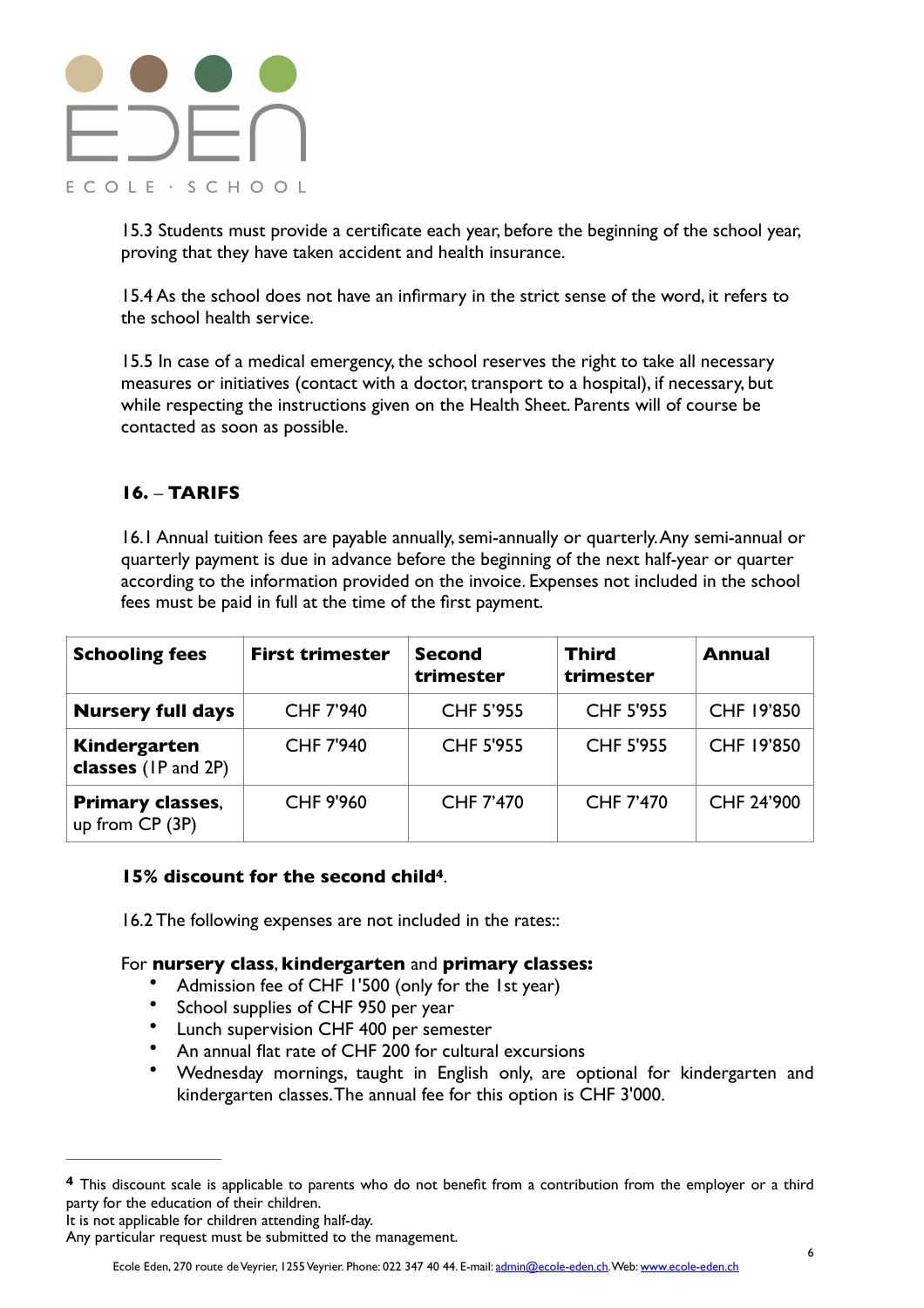15.3 Students must provide a certificate each year, before the beginning of the school year, proving that they have taken accident and health insurance.

15.4 As the school does not have an infirmary in the strict sense of the word, it refers to the school health service.

15.5 In case of a medical emergency, the school reserves the right to take all necessary measures or initiatives (contact with a doctor, transport to a hospital), if necessary, but while respecting the instructions given on the Health Sheet. Parents will of course be contacted as soon as possible.

## 16. – TARIFS

16.1 Annual tuition fees are payable annually, semi-annually or quarterly. Any semi-annual or quarterly payment is due in advance before the beginning of the next half-year or quarter according to the information provided on the invoice. Expenses not included in the school fees must be paid in full at the time of the first payment.

| **Schooling fees** | **First trimester** | **Second trimester** | **Third trimester** | **Annual** |
|---|---|---|---|---|
| **Nursery full days** | CHF 7'940 | CHF 5'955 | CHF 5'955 | CHF 19'850 |
| **Kindergarten classes** (1P and 2P) | CHF 7'940 | CHF 5'955 | CHF 5'955 | CHF 19'850 |
| **Primary classes**, up from CP (3P) | CHF 9'960 | CHF 7'470 | CHF 7'470 | CHF 24'900 |

**15% discount for the second child[4]**.

16.2 The following expenses are not included in the rates::

For **nursery class**, **kindergarten** and **primary classes:**

- Admission fee of CHF 1'500 (only for the 1st year)
- School supplies of CHF 950 per year
- Lunch supervision CHF 400 per semester
- An annual flat rate of CHF 200 for cultural excursions
- Wednesday mornings, taught in English only, are optional for kindergarten and kindergarten classes. The annual fee for this option is CHF 3'000.

---

[4] This discount scale is applicable to parents who do not benefit from a contribution from the employer or a third party for the education of their children.
It is not applicable for children attending half-day.
Any particular request must be submitted to the management.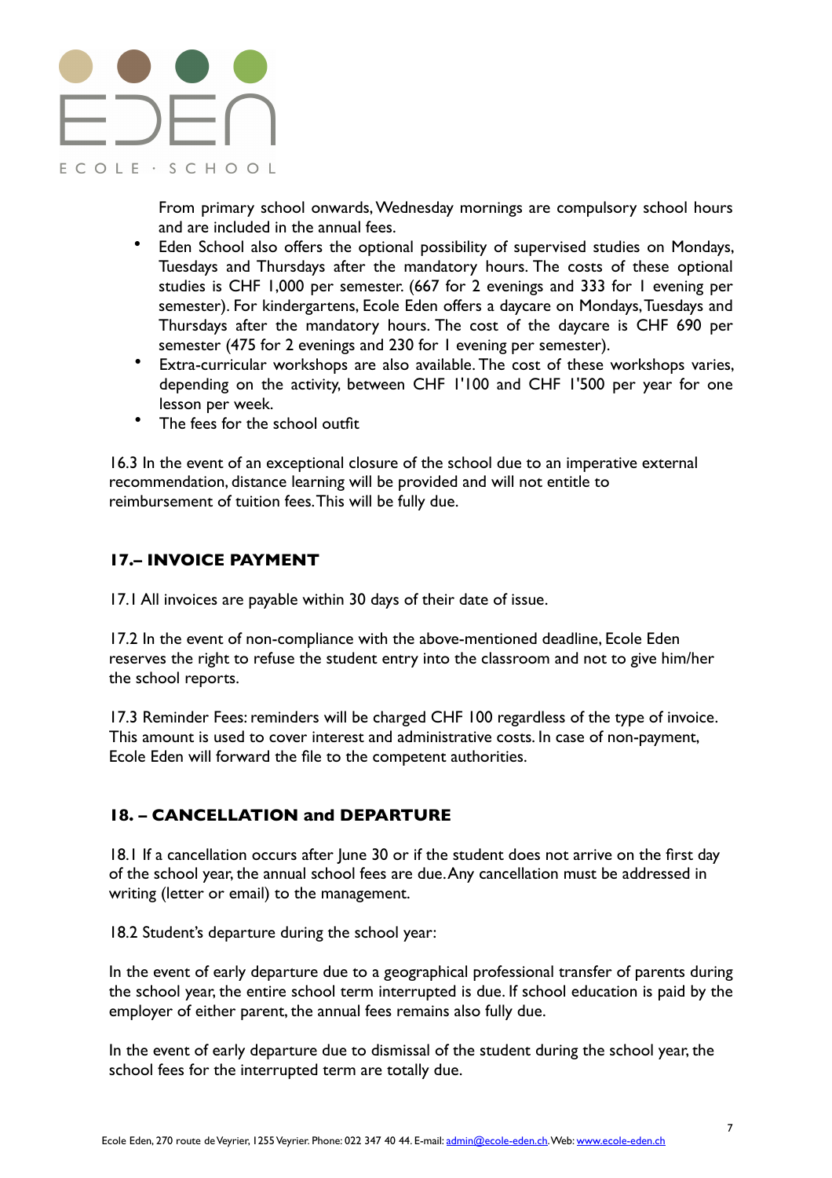From primary school onwards, Wednesday mornings are compulsory school hours and are included in the annual fees.

- Eden School also offers the optional possibility of supervised studies on Mondays, Tuesdays and Thursdays after the mandatory hours. The costs of these optional studies is CHF 1,000 per semester. (667 for 2 evenings and 333 for 1 evening per semester). For kindergartens, Ecole Eden offers a daycare on Mondays, Tuesdays and Thursdays after the mandatory hours. The cost of the daycare is CHF 690 per semester (475 for 2 evenings and 230 for 1 evening per semester).
- Extra-curricular workshops are also available. The cost of these workshops varies, depending on the activity, between CHF 1'100 and CHF 1'500 per year for one lesson per week.
- The fees for the school outfit

16.3 In the event of an exceptional closure of the school due to an imperative external recommendation, distance learning will be provided and will not entitle to reimbursement of tuition fees. This will be fully due.

## 17.– INVOICE PAYMENT

17.1 All invoices are payable within 30 days of their date of issue.

17.2 In the event of non-compliance with the above-mentioned deadline, Ecole Eden reserves the right to refuse the student entry into the classroom and not to give him/her the school reports.

17.3 Reminder Fees: reminders will be charged CHF 100 regardless of the type of invoice. This amount is used to cover interest and administrative costs. In case of non-payment, Ecole Eden will forward the file to the competent authorities.

## 18. – CANCELLATION and DEPARTURE

18.1 If a cancellation occurs after June 30 or if the student does not arrive on the first day of the school year, the annual school fees are due. Any cancellation must be addressed in writing (letter or email) to the management.

18.2 Student's departure during the school year:

In the event of early departure due to a geographical professional transfer of parents during the school year, the entire school term interrupted is due. If school education is paid by the employer of either parent, the annual fees remains also fully due.

In the event of early departure due to dismissal of the student during the school year, the school fees for the interrupted term are totally due.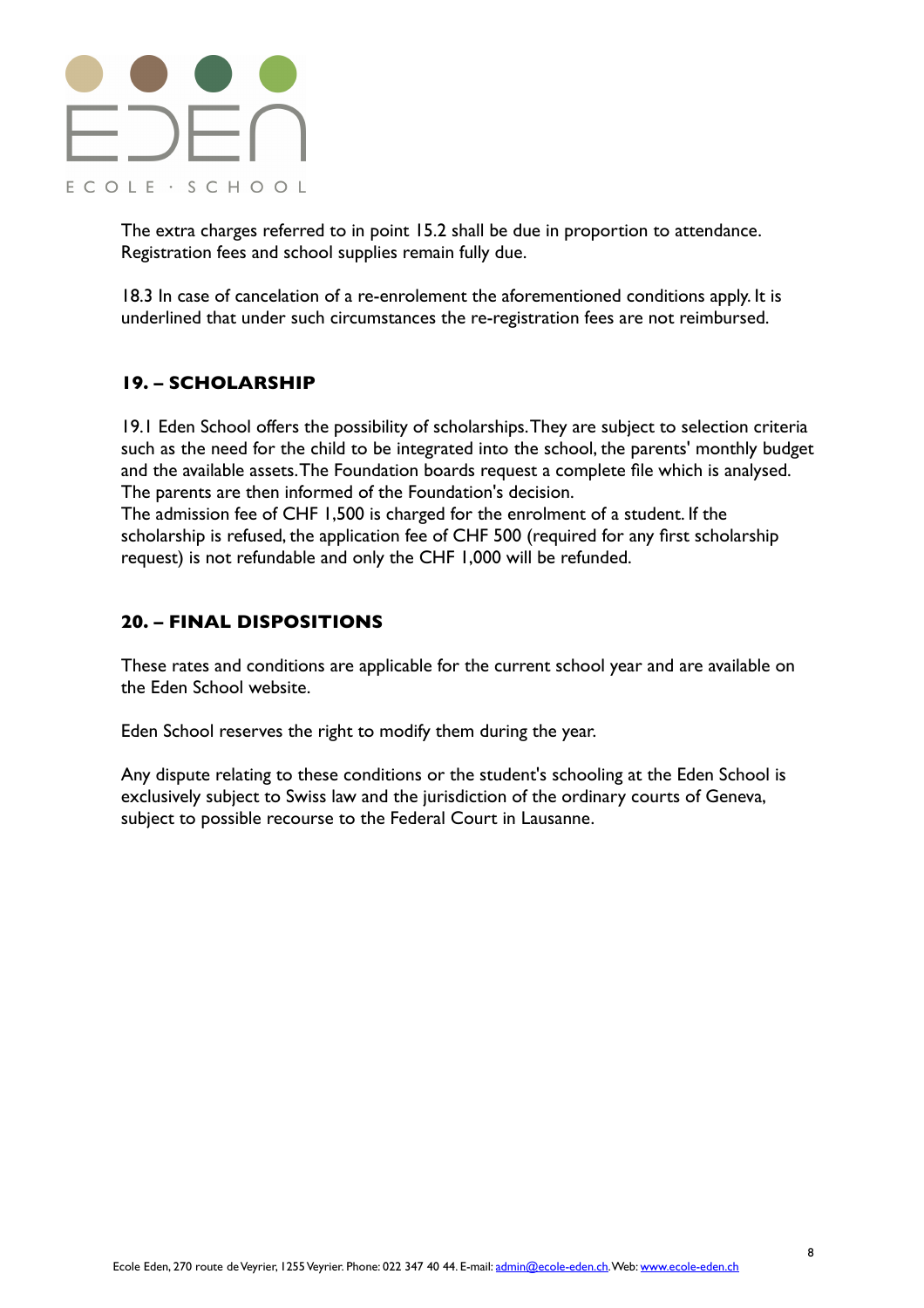The extra charges referred to in point 15.2 shall be due in proportion to attendance. Registration fees and school supplies remain fully due.

18.3 In case of cancelation of a re-enrolement the aforementioned conditions apply. It is underlined that under such circumstances the re-registration fees are not reimbursed.

## 19. – SCHOLARSHIP

19.1 Eden School offers the possibility of scholarships. They are subject to selection criteria such as the need for the child to be integrated into the school, the parents' monthly budget and the available assets. The Foundation boards request a complete file which is analysed. The parents are then informed of the Foundation's decision.
The admission fee of CHF 1,500 is charged for the enrolment of a student. If the scholarship is refused, the application fee of CHF 500 (required for any first scholarship request) is not refundable and only the CHF 1,000 will be refunded.

## 20. – FINAL DISPOSITIONS

These rates and conditions are applicable for the current school year and are available on the Eden School website.

Eden School reserves the right to modify them during the year.

Any dispute relating to these conditions or the student's schooling at the Eden School is exclusively subject to Swiss law and the jurisdiction of the ordinary courts of Geneva, subject to possible recourse to the Federal Court in Lausanne.